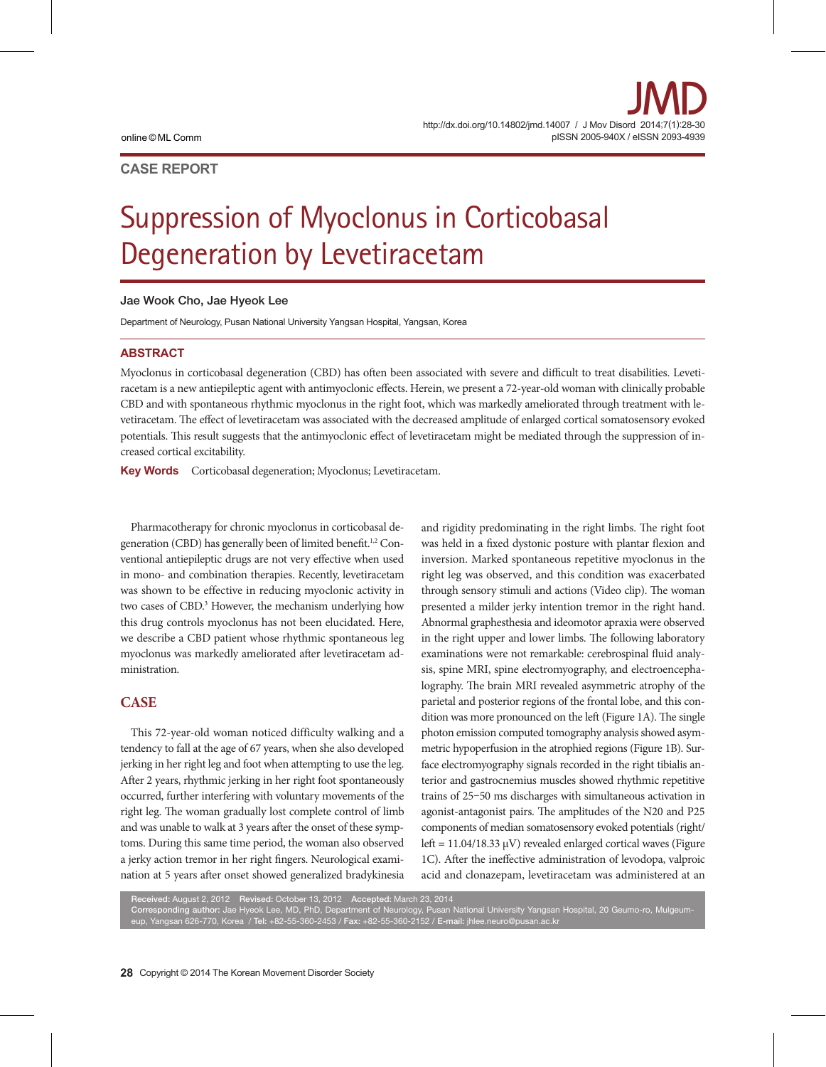CASE REPORT

# Suppression of Myoclonus in Corticobasal Degeneration by Levetiracetam

**Jae Wook Cho, Jae Hyeok Lee**

Department of Neurology, Pusan National University Yangsan Hospital, Yangsan, Korea

## ABSTRACT

Myoclonus in corticobasal degeneration (CBD) has often been associated with severe and difficult to treat disabilities. Levetiracetam is a new antiepileptic agent with antimyoclonic effects. Herein, we present a 72-year-old woman with clinically probable CBD and with spontaneous rhythmic myoclonus in the right foot, which was markedly ameliorated through treatment with levetiracetam. The effect of levetiracetam was associated with the decreased amplitude of enlarged cortical somatosensory evoked potentials. This result suggests that the antimyoclonic effect of levetiracetam might be mediated through the suppression of increased cortical excitability.

**Key Words** Corticobasal degeneration; Myoclonus; Levetiracetam.

Pharmacotherapy for chronic myoclonus in corticobasal degeneration (CBD) has generally been of limited benefit.[1,2] Conventional antiepileptic drugs are not very effective when used in mono- and combination therapies. Recently, levetiracetam was shown to be effective in reducing myoclonic activity in two cases of CBD.[3] However, the mechanism underlying how this drug controls myoclonus has not been elucidated. Here, we describe a CBD patient whose rhythmic spontaneous leg myoclonus was markedly ameliorated after levetiracetam administration.

## CASE

This 72-year-old woman noticed difficulty walking and a tendency to fall at the age of 67 years, when she also developed jerking in her right leg and foot when attempting to use the leg. After 2 years, rhythmic jerking in her right foot spontaneously occurred, further interfering with voluntary movements of the right leg. The woman gradually lost complete control of limb and was unable to walk at 3 years after the onset of these symptoms. During this same time period, the woman also observed a jerky action tremor in her right fingers. Neurological examination at 5 years after onset showed generalized bradykinesia and rigidity predominating in the right limbs. The right foot was held in a fixed dystonic posture with plantar flexion and inversion. Marked spontaneous repetitive myoclonus in the right leg was observed, and this condition was exacerbated through sensory stimuli and actions (Video clip). The woman presented a milder jerky intention tremor in the right hand. Abnormal graphesthesia and ideomotor apraxia were observed in the right upper and lower limbs. The following laboratory examinations were not remarkable: cerebrospinal fluid analysis, spine MRI, spine electromyography, and electroencephalography. The brain MRI revealed asymmetric atrophy of the parietal and posterior regions of the frontal lobe, and this condition was more pronounced on the left (Figure 1A). The single photon emission computed tomography analysis showed asymmetric hypoperfusion in the atrophied regions (Figure 1B). Surface electromyography signals recorded in the right tibialis anterior and gastrocnemius muscles showed rhythmic repetitive trains of 25–50 ms discharges with simultaneous activation in agonist-antagonist pairs. The amplitudes of the N20 and P25 components of median somatosensory evoked potentials (right/left = 11.04/18.33 μV) revealed enlarged cortical waves (Figure 1C). After the ineffective administration of levodopa, valproic acid and clonazepam, levetiracetam was administered at an

**Received:** August 2, 2012 **Revised:** October 13, 2012 **Accepted:** March 23, 2014
**Corresponding author:** Jae Hyeok Lee, MD, PhD, Department of Neurology, Pusan National University Yangsan Hospital, 20 Geumo-ro, Mulgeum-eup, Yangsan 626-770, Korea / **Tel:** +82-55-360-2453 / **Fax:** +82-55-360-2152 / **E-mail:** jhlee.neuro@pusan.ac.kr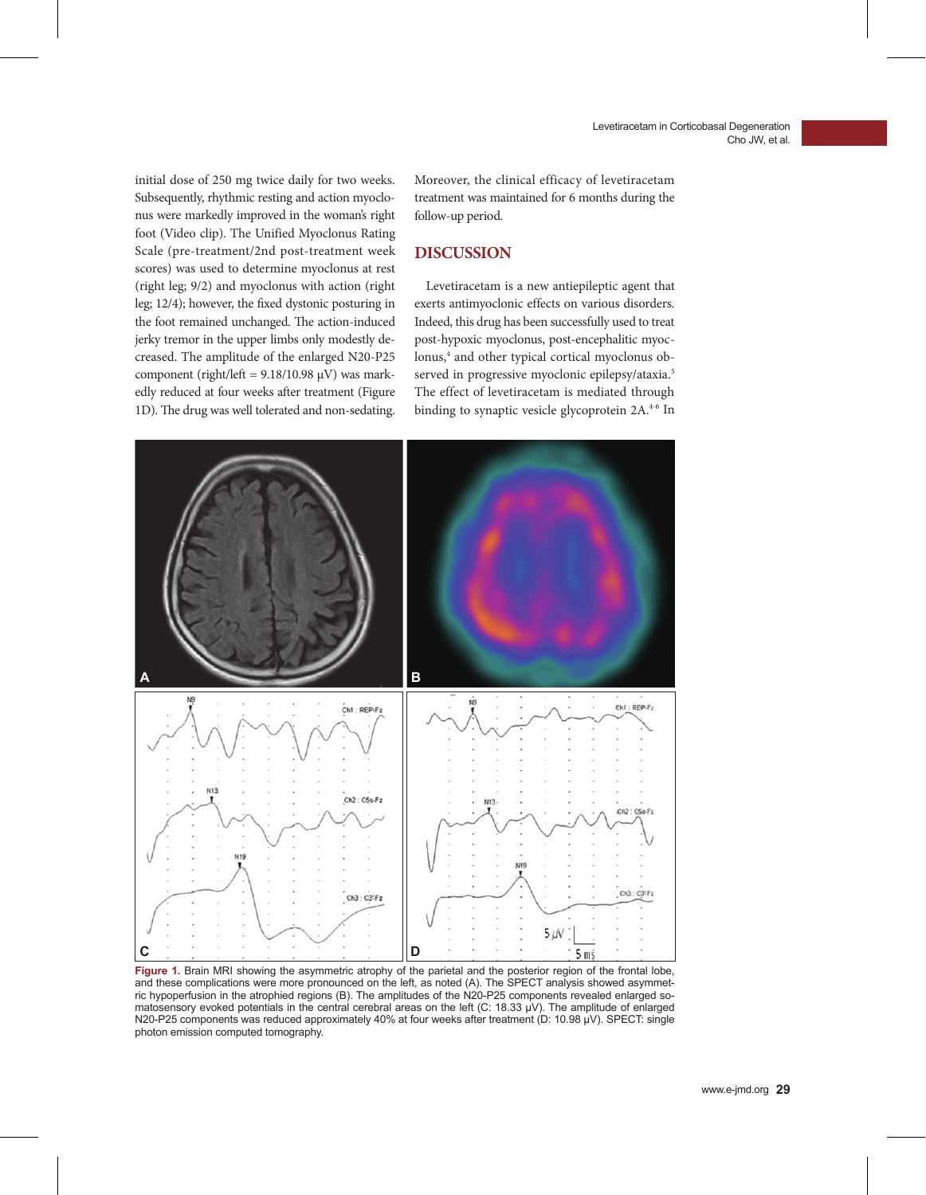initial dose of 250 mg twice daily for two weeks. Subsequently, rhythmic resting and action myoclonus were markedly improved in the woman's right foot (Video clip). The Unified Myoclonus Rating Scale (pre-treatment/2nd post-treatment week scores) was used to determine myoclonus at rest (right leg; 9/2) and myoclonus with action (right leg; 12/4); however, the fixed dystonic posturing in the foot remained unchanged. The action-induced jerky tremor in the upper limbs only modestly decreased. The amplitude of the enlarged N20-P25 component (right/left = 9.18/10.98 μV) was markedly reduced at four weeks after treatment (Figure 1D). The drug was well tolerated and non-sedating. Moreover, the clinical efficacy of levetiracetam treatment was maintained for 6 months during the follow-up period.

## DISCUSSION

Levetiracetam is a new antiepileptic agent that exerts antimyoclonic effects on various disorders. Indeed, this drug has been successfully used to treat post-hypoxic myoclonus, post-encephalitic myoclonus,[4] and other typical cortical myoclonus observed in progressive myoclonic epilepsy/ataxia.[5] The effect of levetiracetam is mediated through binding to synaptic vesicle glycoprotein 2A.[4-6] In

**Figure 1.** Brain MRI showing the asymmetric atrophy of the parietal and the posterior region of the frontal lobe, and these complications were more pronounced on the left, as noted (A). The SPECT analysis showed asymmetric hypoperfusion in the atrophied regions (B). The amplitudes of the N20-P25 components revealed enlarged somatosensory evoked potentials in the central cerebral areas on the left (C: 18.33 μV). The amplitude of enlarged N20-P25 components was reduced approximately 40% at four weeks after treatment (D: 10.98 μV). SPECT: single photon emission computed tomography.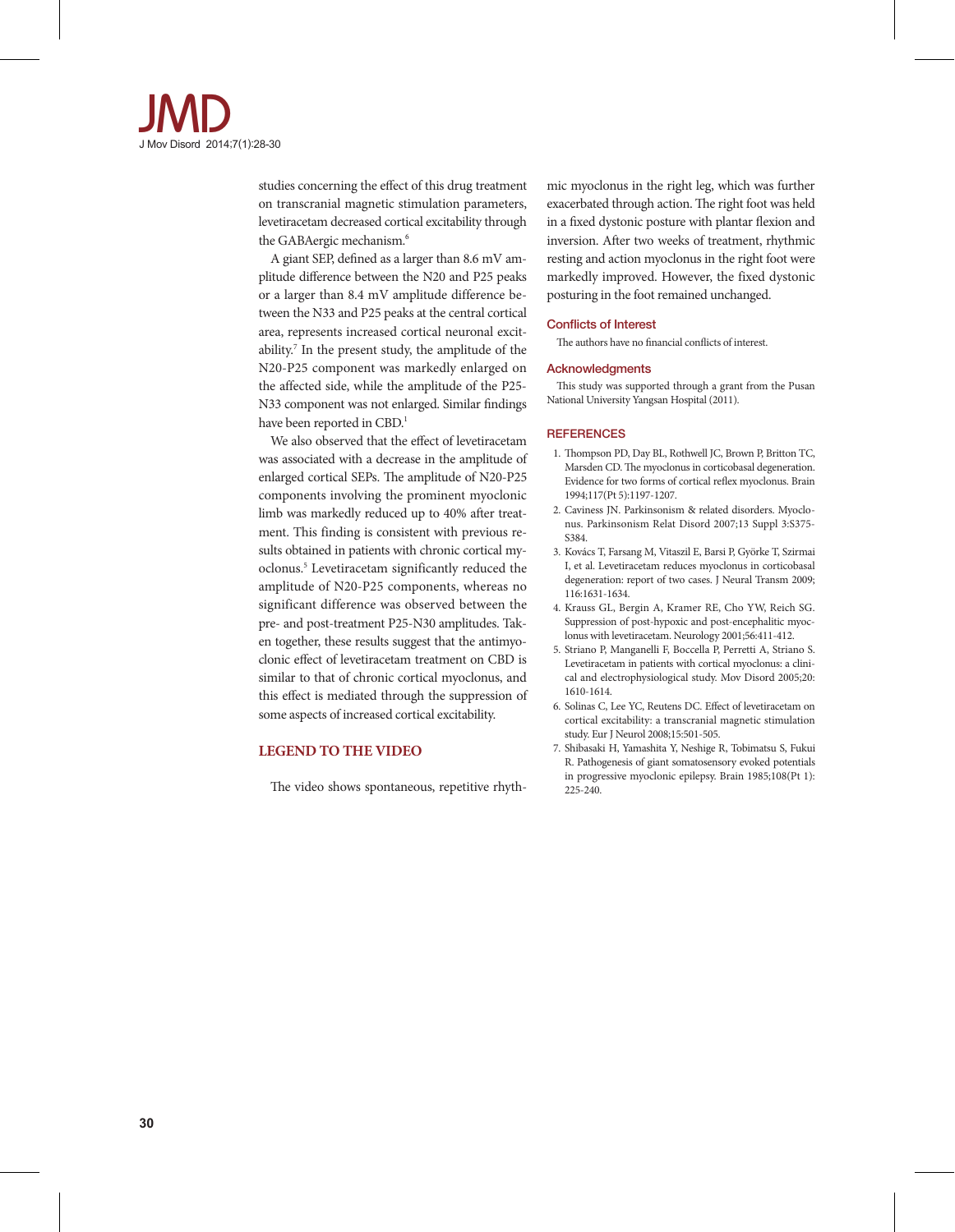studies concerning the effect of this drug treatment on transcranial magnetic stimulation parameters, levetiracetam decreased cortical excitability through the GABAergic mechanism.[6]

A giant SEP, defined as a larger than 8.6 mV amplitude difference between the N20 and P25 peaks or a larger than 8.4 mV amplitude difference between the N33 and P25 peaks at the central cortical area, represents increased cortical neuronal excitability.[7] In the present study, the amplitude of the N20-P25 component was markedly enlarged on the affected side, while the amplitude of the P25-N33 component was not enlarged. Similar findings have been reported in CBD.[1]

We also observed that the effect of levetiracetam was associated with a decrease in the amplitude of enlarged cortical SEPs. The amplitude of N20-P25 components involving the prominent myoclonic limb was markedly reduced up to 40% after treatment. This finding is consistent with previous results obtained in patients with chronic cortical myoclonus.[5] Levetiracetam significantly reduced the amplitude of N20-P25 components, whereas no significant difference was observed between the pre- and post-treatment P25-N30 amplitudes. Taken together, these results suggest that the antimyoclonic effect of levetiracetam treatment on CBD is similar to that of chronic cortical myoclonus, and this effect is mediated through the suppression of some aspects of increased cortical excitability.

## LEGEND TO THE VIDEO

The video shows spontaneous, repetitive rhythmic myoclonus in the right leg, which was further exacerbated through action. The right foot was held in a fixed dystonic posture with plantar flexion and inversion. After two weeks of treatment, rhythmic resting and action myoclonus in the right foot were markedly improved. However, the fixed dystonic posturing in the foot remained unchanged.

### Conflicts of Interest

The authors have no financial conflicts of interest.

### Acknowledgments

This study was supported through a grant from the Pusan National University Yangsan Hospital (2011).

## REFERENCES

1. Thompson PD, Day BL, Rothwell JC, Brown P, Britton TC, Marsden CD. The myoclonus in corticobasal degeneration. Evidence for two forms of cortical reflex myoclonus. Brain 1994;117(Pt 5):1197-1207.
2. Caviness JN. Parkinsonism & related disorders. Myoclonus. Parkinsonism Relat Disord 2007;13 Suppl 3:S375-S384.
3. Kovács T, Farsang M, Vitaszil E, Barsi P, Györke T, Szirmai I, et al. Levetiracetam reduces myoclonus in corticobasal degeneration: report of two cases. J Neural Transm 2009; 116:1631-1634.
4. Krauss GL, Bergin A, Kramer RE, Cho YW, Reich SG. Suppression of post-hypoxic and post-encephalitic myoclonus with levetiracetam. Neurology 2001;56:411-412.
5. Striano P, Manganelli F, Boccella P, Perretti A, Striano S. Levetiracetam in patients with cortical myoclonus: a clinical and electrophysiological study. Mov Disord 2005;20: 1610-1614.
6. Solinas C, Lee YC, Reutens DC. Effect of levetiracetam on cortical excitability: a transcranial magnetic stimulation study. Eur J Neurol 2008;15:501-505.
7. Shibasaki H, Yamashita Y, Neshige R, Tobimatsu S, Fukui R. Pathogenesis of giant somatosensory evoked potentials in progressive myoclonic epilepsy. Brain 1985;108(Pt 1): 225-240.